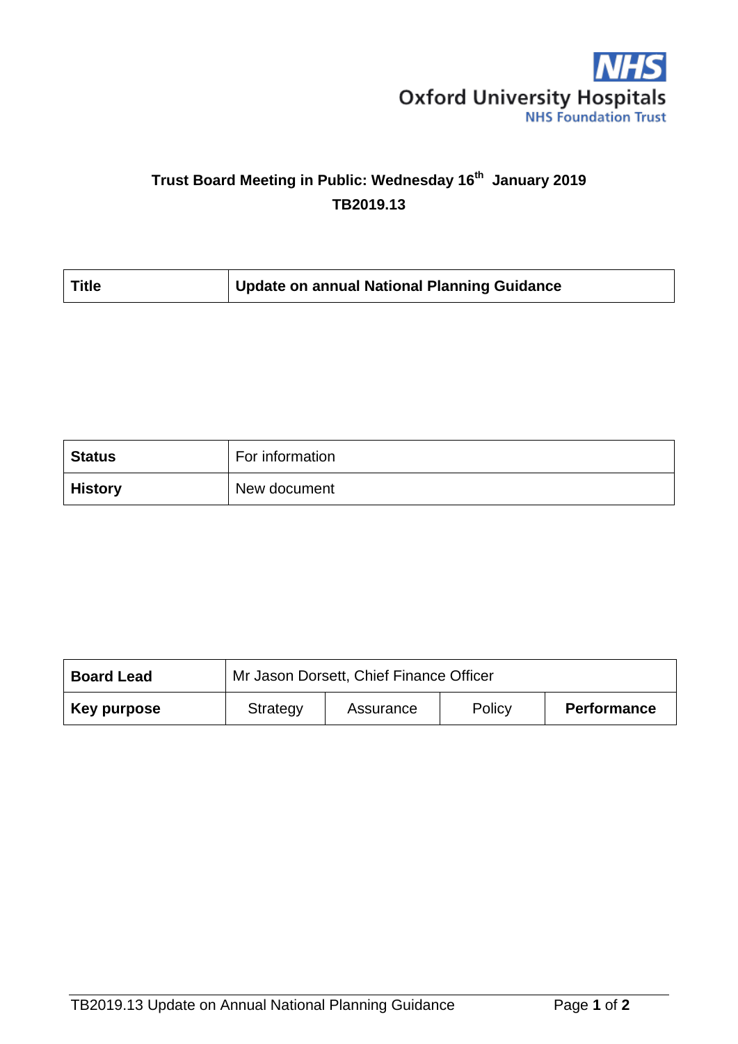Oxford University Hospitals
NHS Foundation Trust

**Trust Board Meeting in Public: Wednesday 16th January 2019**

**TB2019.13**

| **Title** | **Update on annual National Planning Guidance** |
|---|---|

| **Status** | For information |
|---|---|
| **History** | New document |

| **Board Lead** | Mr Jason Dorsett, Chief Finance Officer | | | |
|---|---|---|---|---|
| **Key purpose** | Strategy | Assurance | Policy | **Performance** |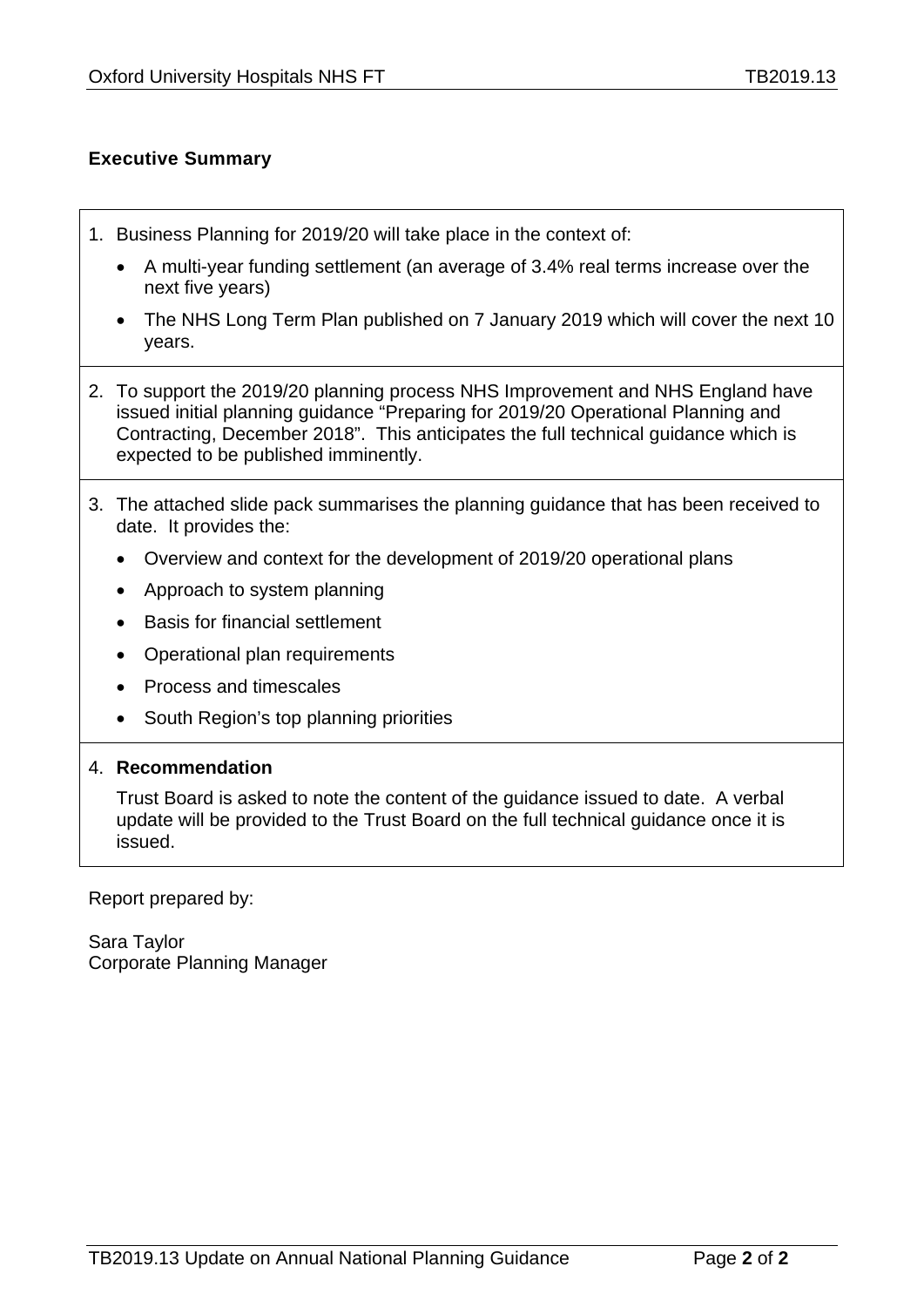**Executive Summary**

1. Business Planning for 2019/20 will take place in the context of:
   - A multi-year funding settlement (an average of 3.4% real terms increase over the next five years)
   - The NHS Long Term Plan published on 7 January 2019 which will cover the next 10 years.

2. To support the 2019/20 planning process NHS Improvement and NHS England have issued initial planning guidance "Preparing for 2019/20 Operational Planning and Contracting, December 2018". This anticipates the full technical guidance which is expected to be published imminently.

3. The attached slide pack summarises the planning guidance that has been received to date. It provides the:
   - Overview and context for the development of 2019/20 operational plans
   - Approach to system planning
   - Basis for financial settlement
   - Operational plan requirements
   - Process and timescales
   - South Region's top planning priorities

4. **Recommendation**

   Trust Board is asked to note the content of the guidance issued to date. A verbal update will be provided to the Trust Board on the full technical guidance once it is issued.

Report prepared by:

Sara Taylor
Corporate Planning Manager